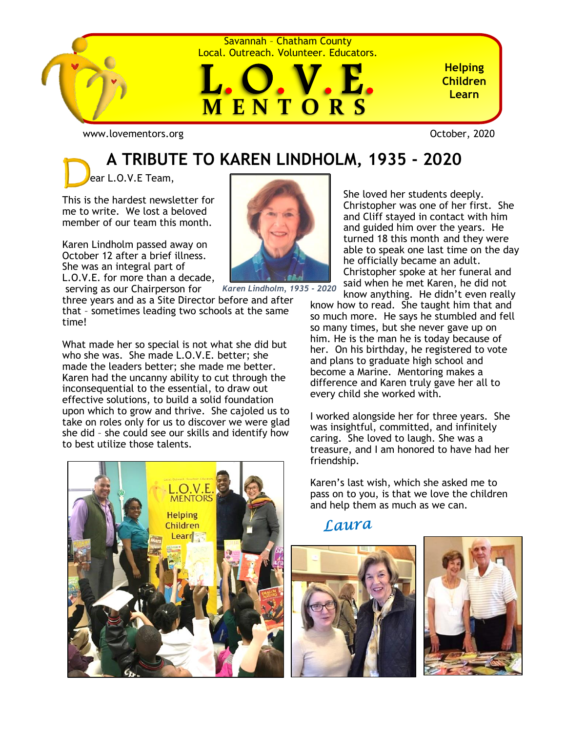Savannah – Chatham County
Local. Outreach. Volunteer. Educators.

# L.O.V.E. MENTORS

**Helping Children Learn**

www.lovementors.org

October, 2020

## A TRIBUTE TO KAREN LINDHOLM, 1935 - 2020

Dear L.O.V.E Team,

This is the hardest newsletter for me to write. We lost a beloved member of our team this month.

Karen Lindholm passed away on October 12 after a brief illness. She was an integral part of L.O.V.E. for more than a decade, serving as our Chairperson for three years and as a Site Director before and after that – sometimes leading two schools at the same time!

*Karen Lindholm, 1935 - 2020*

What made her so special is not what she did but who she was. She made L.O.V.E. better; she made the leaders better; she made me better. Karen had the uncanny ability to cut through the inconsequential to the essential, to draw out effective solutions, to build a solid foundation upon which to grow and thrive. She cajoled us to take on roles only for us to discover we were glad she did – she could see our skills and identify how to best utilize those talents.

She loved her students deeply. Christopher was one of her first. She and Cliff stayed in contact with him and guided him over the years. He turned 18 this month and they were able to speak one last time on the day he officially became an adult. Christopher spoke at her funeral and said when he met Karen, he did not know anything. He didn't even really know how to read. She taught him that and so much more. He says he stumbled and fell so many times, but she never gave up on him. He is the man he is today because of her. On his birthday, he registered to vote and plans to graduate high school and become a Marine. Mentoring makes a difference and Karen truly gave her all to every child she worked with.

I worked alongside her for three years. She was insightful, committed, and infinitely caring. She loved to laugh. She was a treasure, and I am honored to have had her friendship.

Karen's last wish, which she asked me to pass on to you, is that we love the children and help them as much as we can.

*Laura*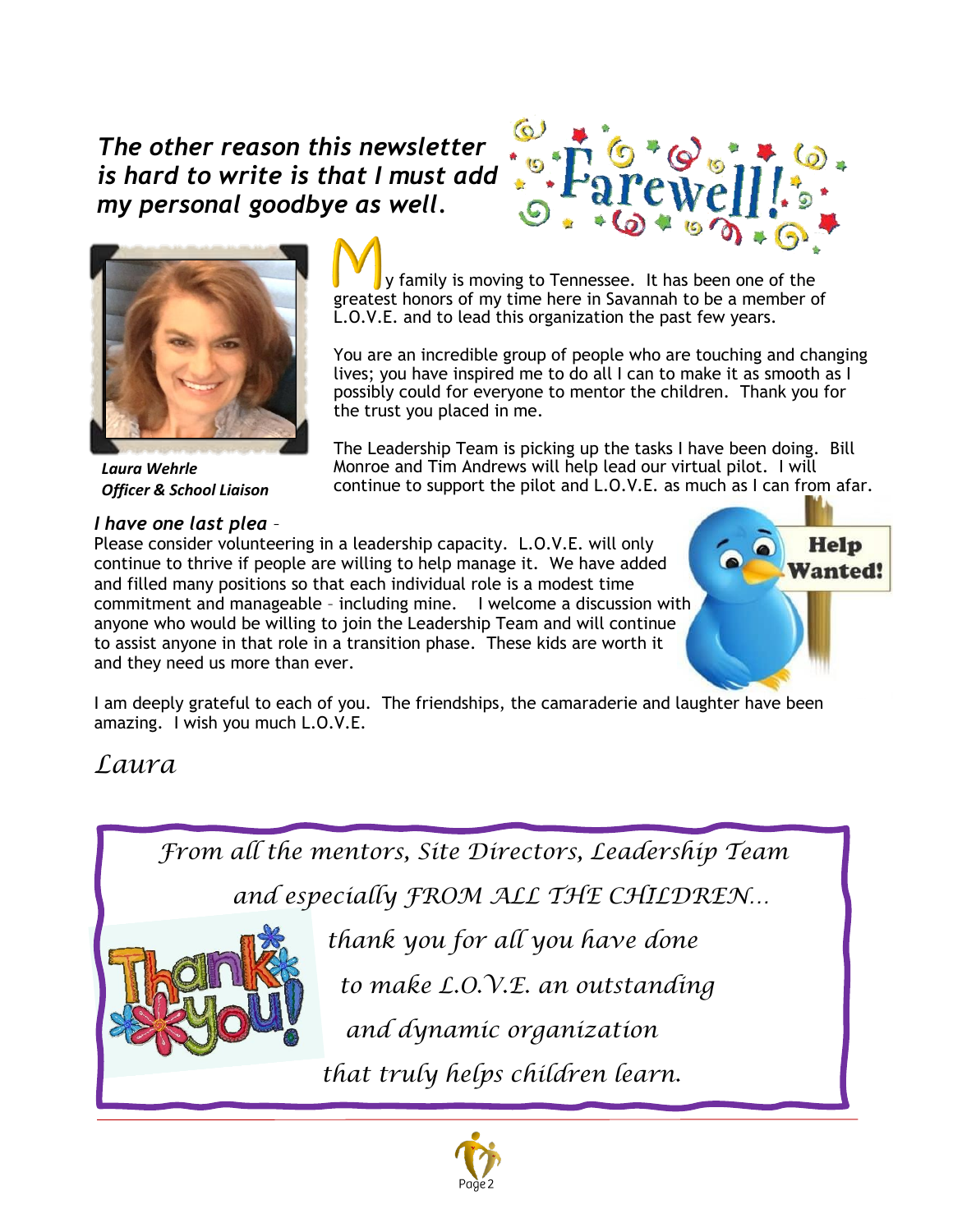***The other reason this newsletter is hard to write is that I must add my personal goodbye as well.***

My family is moving to Tennessee. It has been one of the greatest honors of my time here in Savannah to be a member of L.O.V.E. and to lead this organization the past few years.

You are an incredible group of people who are touching and changing lives; you have inspired me to do all I can to make it as smooth as I possibly could for everyone to mentor the children. Thank you for the trust you placed in me.

The Leadership Team is picking up the tasks I have been doing. Bill Monroe and Tim Andrews will help lead our virtual pilot. I will continue to support the pilot and L.O.V.E. as much as I can from afar.

***Laura Wehrle***
***Officer & School Liaison***

*I have one last plea* –
Please consider volunteering in a leadership capacity. L.O.V.E. will only continue to thrive if people are willing to help manage it. We have added and filled many positions so that each individual role is a modest time commitment and manageable – including mine. I welcome a discussion with anyone who would be willing to join the Leadership Team and will continue to assist anyone in that role in a transition phase. These kids are worth it and they need us more than ever.

I am deeply grateful to each of you. The friendships, the camaraderie and laughter have been amazing. I wish you much L.O.V.E.

*Laura*

*From all the mentors, Site Directors, Leadership Team and especially FROM ALL THE CHILDREN… thank you for all you have done to make L.O.V.E. an outstanding and dynamic organization that truly helps children learn.*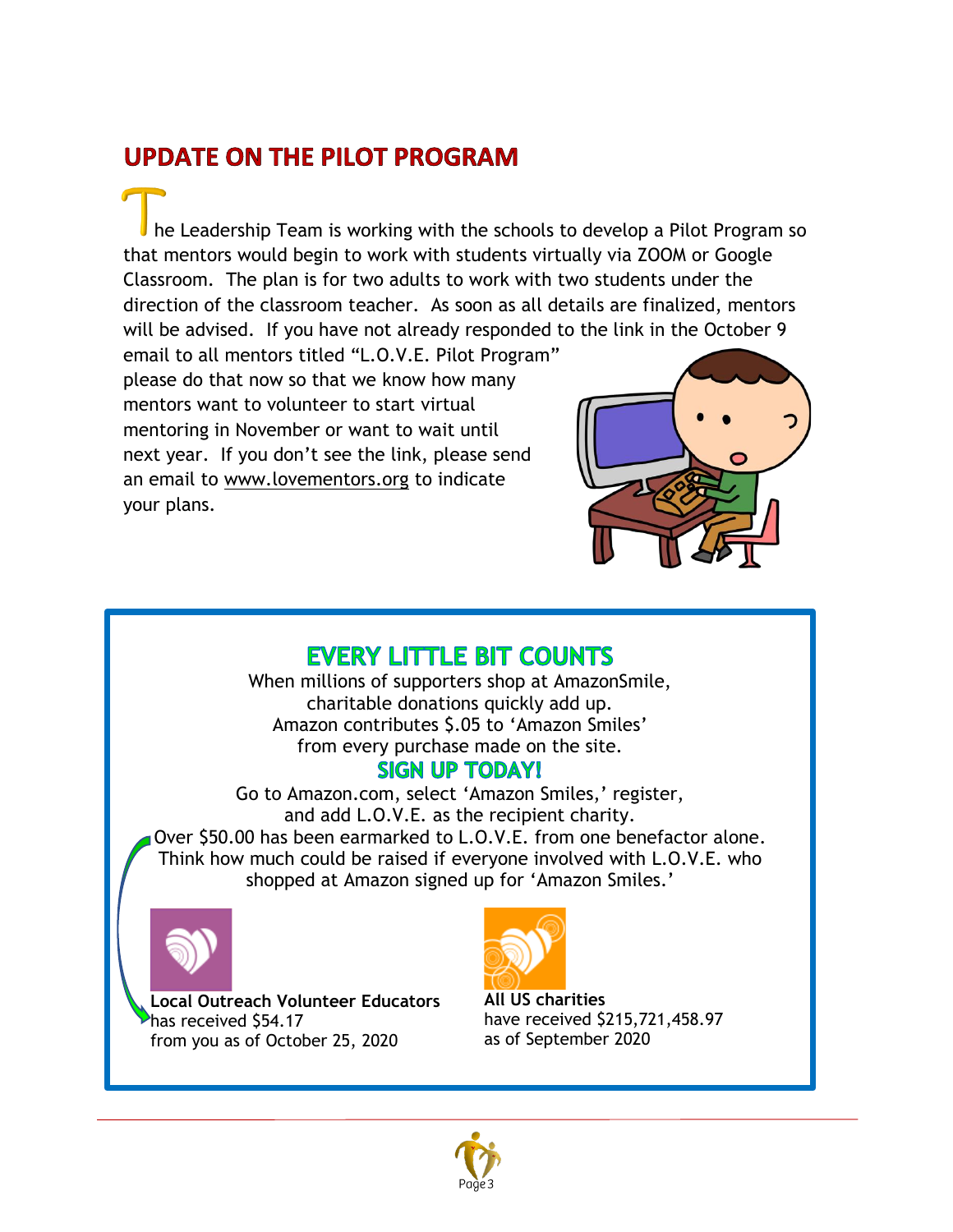## UPDATE ON THE PILOT PROGRAM

The Leadership Team is working with the schools to develop a Pilot Program so that mentors would begin to work with students virtually via ZOOM or Google Classroom. The plan is for two adults to work with two students under the direction of the classroom teacher. As soon as all details are finalized, mentors will be advised. If you have not already responded to the link in the October 9 email to all mentors titled "L.O.V.E. Pilot Program" please do that now so that we know how many mentors want to volunteer to start virtual mentoring in November or want to wait until next year. If you don't see the link, please send an email to www.lovementors.org to indicate your plans.

## EVERY LITTLE BIT COUNTS

When millions of supporters shop at AmazonSmile, charitable donations quickly add up. Amazon contributes $.05 to 'Amazon Smiles' from every purchase made on the site.

### SIGN UP TODAY!

Go to Amazon.com, select 'Amazon Smiles,' register, and add L.O.V.E. as the recipient charity.

Over $50.00 has been earmarked to L.O.V.E. from one benefactor alone. Think how much could be raised if everyone involved with L.O.V.E. who shopped at Amazon signed up for 'Amazon Smiles.'

**Local Outreach Volunteer Educators**
has received $54.17
from you as of October 25, 2020

**All US charities**
have received $215,721,458.97
as of September 2020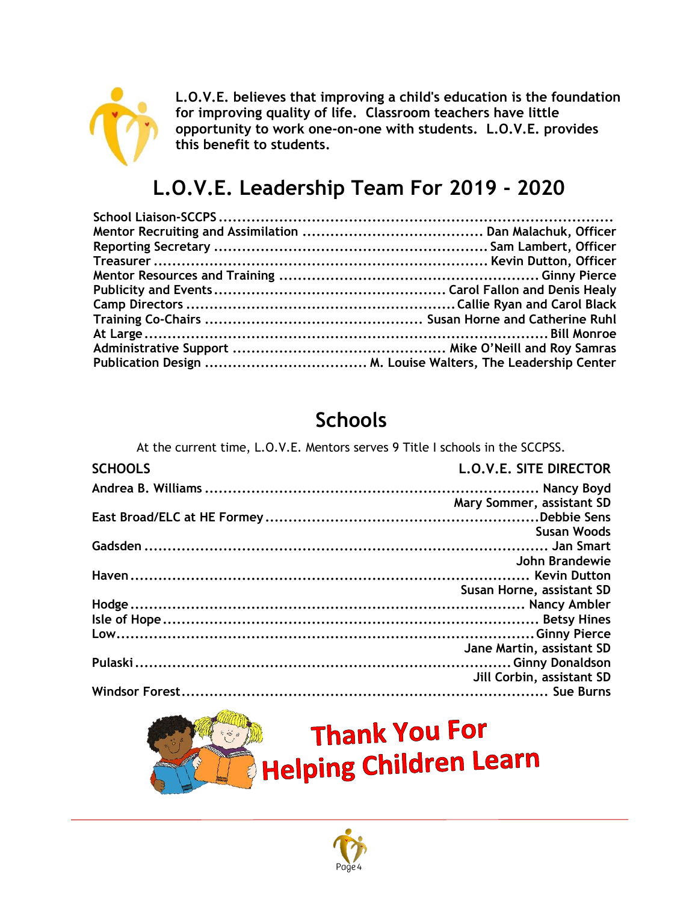**L.O.V.E. believes that improving a child's education is the foundation for improving quality of life. Classroom teachers have little opportunity to work one-on-one with students. L.O.V.E. provides this benefit to students.**

# L.O.V.E. Leadership Team For 2019 - 2020

**School Liaison-SCCPS** ..........................................................................................
**Mentor Recruiting and Assimilation** ...................................... **Dan Malachuk, Officer**
**Reporting Secretary** ......................................................... **Sam Lambert, Officer**
**Treasurer** ............................................................................ **Kevin Dutton, Officer**
**Mentor Resources and Training** ...................................................... **Ginny Pierce**
**Publicity and Events** ................................................... **Carol Fallon and Denis Healy**
**Camp Directors** ........................................................... **Callie Ryan and Carol Black**
**Training Co-Chairs** ............................................ **Susan Horne and Catherine Ruhl**
**At Large** ........................................................................................ **Bill Monroe**
**Administrative Support** ............................................ **Mike O'Neill and Roy Samras**
**Publication Design** .................................. **M. Louise Walters, The Leadership Center**

## Schools

At the current time, L.O.V.E. Mentors serves 9 Title I schools in the SCCPSS.

| SCHOOLS | L.O.V.E. SITE DIRECTOR |
|---|---|
| **Andrea B. Williams** | **Nancy Boyd** |
| | **Mary Sommer, assistant SD** |
| **East Broad/ELC at HE Formey** | **Debbie Sens** |
| | **Susan Woods** |
| **Gadsden** | **Jan Smart** |
| | **John Brandewie** |
| **Haven** | **Kevin Dutton** |
| | **Susan Horne, assistant SD** |
| **Hodge** | **Nancy Ambler** |
| **Isle of Hope** | **Betsy Hines** |
| **Low** | **Ginny Pierce** |
| | **Jane Martin, assistant SD** |
| **Pulaski** | **Ginny Donaldson** |
| | **Jill Corbin, assistant SD** |
| **Windsor Forest** | **Sue Burns** |

**Thank You For Helping Children Learn**